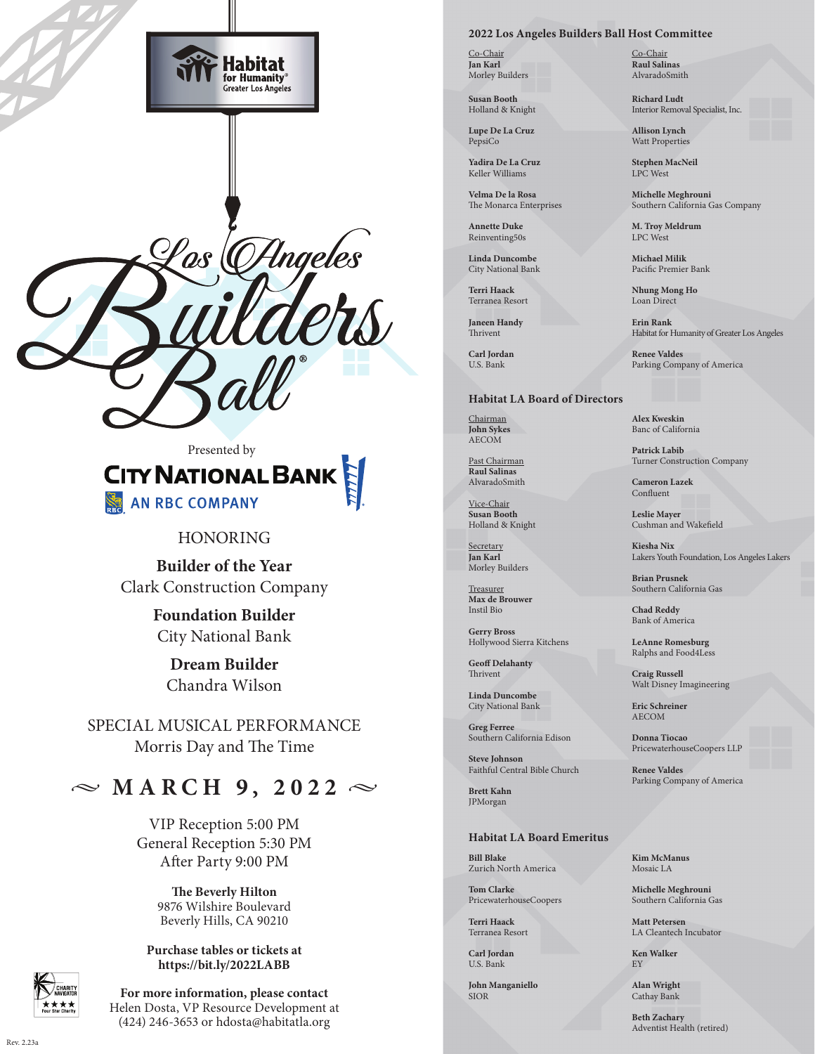Habitat for Humanity® Greater Los Angeles

# Los Angeles Builders Ball®

Presented by

CITY NATIONAL BANK
AN RBC COMPANY

HONORING

**Builder of the Year**
Clark Construction Company

**Foundation Builder**
City National Bank

**Dream Builder**
Chandra Wilson

SPECIAL MUSICAL PERFORMANCE
Morris Day and The Time

## ~ MARCH 9, 2022 ~

VIP Reception 5:00 PM
General Reception 5:30 PM
After Party 9:00 PM

**The Beverly Hilton**
9876 Wilshire Boulevard
Beverly Hills, CA 90210

**Purchase tables or tickets at**
**https://bit.ly/2022LABB**

**For more information, please contact**
Helen Dosta, VP Resource Development at
(424) 246-3653 or hdosta@habitatla.org

Charity Navigator ★★★★ Four Star Charity

Rev. 2.23a

### 2022 Los Angeles Builders Ball Host Committee

Co-Chair
**Jan Karl**
Morley Builders

Co-Chair
**Raul Salinas**
AlvaradoSmith

**Susan Booth**
Holland & Knight

**Lupe De La Cruz**
PepsiCo

**Yadira De La Cruz**
Keller Williams

**Velma De la Rosa**
The Monarca Enterprises

**Annette Duke**
Reinventing50s

**Linda Duncombe**
City National Bank

**Terri Haack**
Terranea Resort

**Janeen Handy**
Thrivent

**Carl Jordan**
U.S. Bank

**Richard Ludt**
Interior Removal Specialist, Inc.

**Allison Lynch**
Watt Properties

**Stephen MacNeil**
LPC West

**Michelle Meghrouni**
Southern California Gas Company

**M. Troy Meldrum**
LPC West

**Michael Milik**
Pacific Premier Bank

**Nhung Mong Ho**
Loan Direct

**Erin Rank**
Habitat for Humanity of Greater Los Angeles

**Renee Valdes**
Parking Company of America

### Habitat LA Board of Directors

Chairman
**John Sykes**
AECOM

Past Chairman
**Raul Salinas**
AlvaradoSmith

Vice-Chair
**Susan Booth**
Holland & Knight

Secretary
**Jan Karl**
Morley Builders

Treasurer
**Max de Brouwer**
Instil Bio

**Gerry Bross**
Hollywood Sierra Kitchens

**Geoff Delahanty**
Thrivent

**Linda Duncombe**
City National Bank

**Greg Ferree**
Southern California Edison

**Steve Johnson**
Faithful Central Bible Church

**Brett Kahn**
JPMorgan

**Alex Kweskin**
Banc of California

**Patrick Labib**
Turner Construction Company

**Cameron Lazek**
Confluent

**Leslie Mayer**
Cushman and Wakefield

**Kiesha Nix**
Lakers Youth Foundation, Los Angeles Lakers

**Brian Prusnek**
Southern California Gas

**Chad Reddy**
Bank of America

**LeAnne Romesburg**
Ralphs and Food4Less

**Craig Russell**
Walt Disney Imagineering

**Eric Schreiner**
AECOM

**Donna Tiocao**
PricewaterhouseCoopers LLP

**Renee Valdes**
Parking Company of America

### Habitat LA Board Emeritus

**Bill Blake**
Zurich North America

**Tom Clarke**
PricewaterhouseCoopers

**Terri Haack**
Terranea Resort

**Carl Jordan**
U.S. Bank

**John Manganiello**
SIOR

**Kim McManus**
Mosaic LA

**Michelle Meghrouni**
Southern California Gas

**Matt Petersen**
LA Cleantech Incubator

**Ken Walker**
EY

**Alan Wright**
Cathay Bank

**Beth Zachary**
Adventist Health (retired)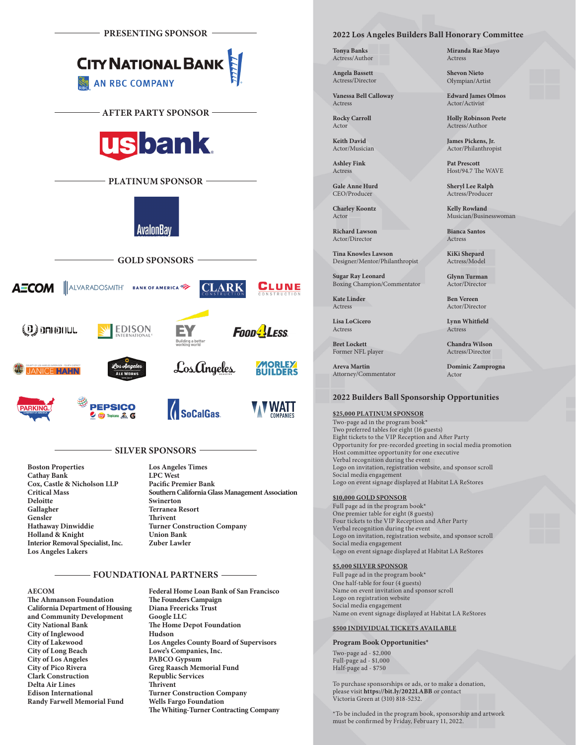## PRESENTING SPONSOR

City National Bank — An RBC Company

## AFTER PARTY SPONSOR

us bank

## PLATINUM SPONSOR

AvalonBay

## GOLD SPONSORS

AECOM
AlvaradoSmith
Bank of America
Clark Construction
Clune Construction
Dahdoul
Edison International
EY — Building a better working world
Food 4 Less
County of Los Angeles Supervisor – Fourth District Janice Hahn
Los Angeles Ale Works
Los Angeles Magazine
Morley Builders
Parking Company of America
PepsiCo
SoCalGas
Watt Companies

## SILVER SPONSORS

**Boston Properties**
**Cathay Bank**
**Cox, Castle & Nicholson LLP**
**Critical Mass**
**Deloitte**
**Gallagher**
**Gensler**
**Hathaway Dinwiddie**
**Holland & Knight**
**Interior Removal Specialist, Inc.**
**Los Angeles Lakers**
**Los Angeles Times**
**LPC West**
**Pacific Premier Bank**
**Southern California Glass Management Association**
**Swinerton**
**Terranea Resort**
**Thrivent**
**Turner Construction Company**
**Union Bank**
**Zuber Lawler**

## FOUNDATIONAL PARTNERS

**AECOM**
**The Ahmanson Foundation**
**California Department of Housing and Community Development**
**City National Bank**
**City of Inglewood**
**City of Lakewood**
**City of Long Beach**
**City of Los Angeles**
**City of Pico Rivera**
**Clark Construction**
**Delta Air Lines**
**Edison International**
**Randy Farwell Memorial Fund**
**Federal Home Loan Bank of San Francisco**
**The Founders Campaign**
**Diana Freericks Trust**
**Google LLC**
**The Home Depot Foundation**
**Hudson**
**Los Angeles County Board of Supervisors**
**Lowe's Companies, Inc.**
**PABCO Gypsum**
**Greg Raasch Memorial Fund**
**Republic Services**
**Thrivent**
**Turner Construction Company**
**Wells Fargo Foundation**
**The Whiting-Turner Contracting Company**

## 2022 Los Angeles Builders Ball Honorary Committee

**Tonya Banks**
Actress/Author

**Angela Bassett**
Actress/Director

**Vanessa Bell Calloway**
Actress

**Rocky Carroll**
Actor

**Keith David**
Actor/Musician

**Ashley Fink**
Actress

**Gale Anne Hurd**
CEO/Producer

**Charley Koontz**
Actor

**Richard Lawson**
Actor/Director

**Tina Knowles Lawson**
Designer/Mentor/Philanthropist

**Sugar Ray Leonard**
Boxing Champion/Commentator

**Kate Linder**
Actress

**Lisa LoCicero**
Actress

**Bret Lockett**
Former NFL player

**Areva Martin**
Attorney/Commentator

**Miranda Rae Mayo**
Actress

**Shevon Nieto**
Olympian/Artist

**Edward James Olmos**
Actor/Activist

**Holly Robinson Peete**
Actress/Author

**James Pickens, Jr.**
Actor/Philanthropist

**Pat Prescott**
Host/94.7 The WAVE

**Sheryl Lee Ralph**
Actress/Producer

**Kelly Rowland**
Musician/Businesswoman

**Bianca Santos**
Actress

**KiKi Shepard**
Actress/Model

**Glynn Turman**
Actor/Director

**Ben Vereen**
Actor/Director

**Lynn Whitfield**
Actress

**Chandra Wilson**
Actress/Director

**Dominic Zamprogna**
Actor

## 2022 Builders Ball Sponsorship Opportunities

**$25,000 PLATINUM SPONSOR**
Two-page ad in the program book*
Two preferred tables for eight (16 guests)
Eight tickets to the VIP Reception and After Party
Opportunity for pre-recorded greeting in social media promotion
Host committee opportunity for one executive
Verbal recognition during the event
Logo on invitation, registration website, and sponsor scroll
Social media engagement
Logo on event signage displayed at Habitat LA ReStores

**$10,000 GOLD SPONSOR**
Full page ad in the program book*
One premier table for eight (8 guests)
Four tickets to the VIP Reception and After Party
Verbal recognition during the event
Logo on invitation, registration website, and sponsor scroll
Social media engagement
Logo on event signage displayed at Habitat LA ReStores

**$5,000 SILVER SPONSOR**
Full page ad in the program book*
One half-table for four (4 guests)
Name on event invitation and sponsor scroll
Logo on registration website
Social media engagement
Name on event signage displayed at Habitat LA ReStores

**$500 INDIVIDUAL TICKETS AVAILABLE**

### Program Book Opportunities*

Two-page ad - $2,000
Full-page ad - $1,000
Half-page ad - $750

To purchase sponsorships or ads, or to make a donation, please visit **https://bit.ly/2022LABB** or contact Victoria Green at (310) 818-5232.

*To be included in the program book, sponsorship and artwork must be confirmed by Friday, February 11, 2022.